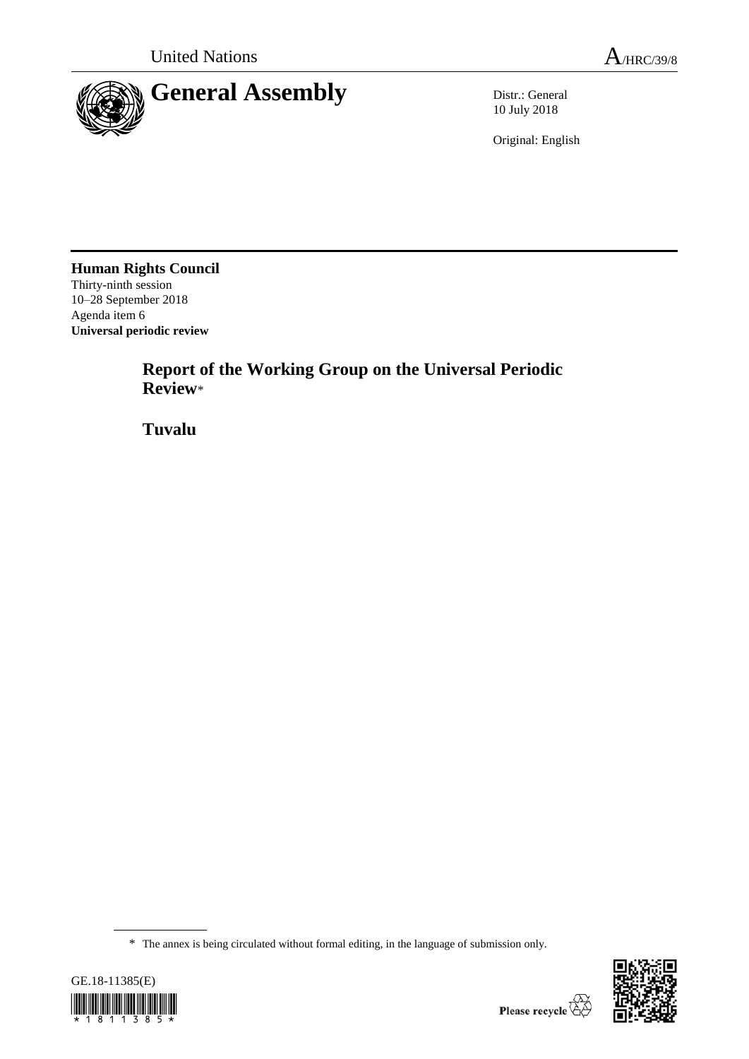United Nations

A/HRC/39/8

# General Assembly

Distr.: General
10 July 2018

Original: English

**Human Rights Council**
Thirty-ninth session
10–28 September 2018
Agenda item 6
**Universal periodic review**

## Report of the Working Group on the Universal Periodic Review*

## Tuvalu

* The annex is being circulated without formal editing, in the language of submission only.

GE.18-11385(E)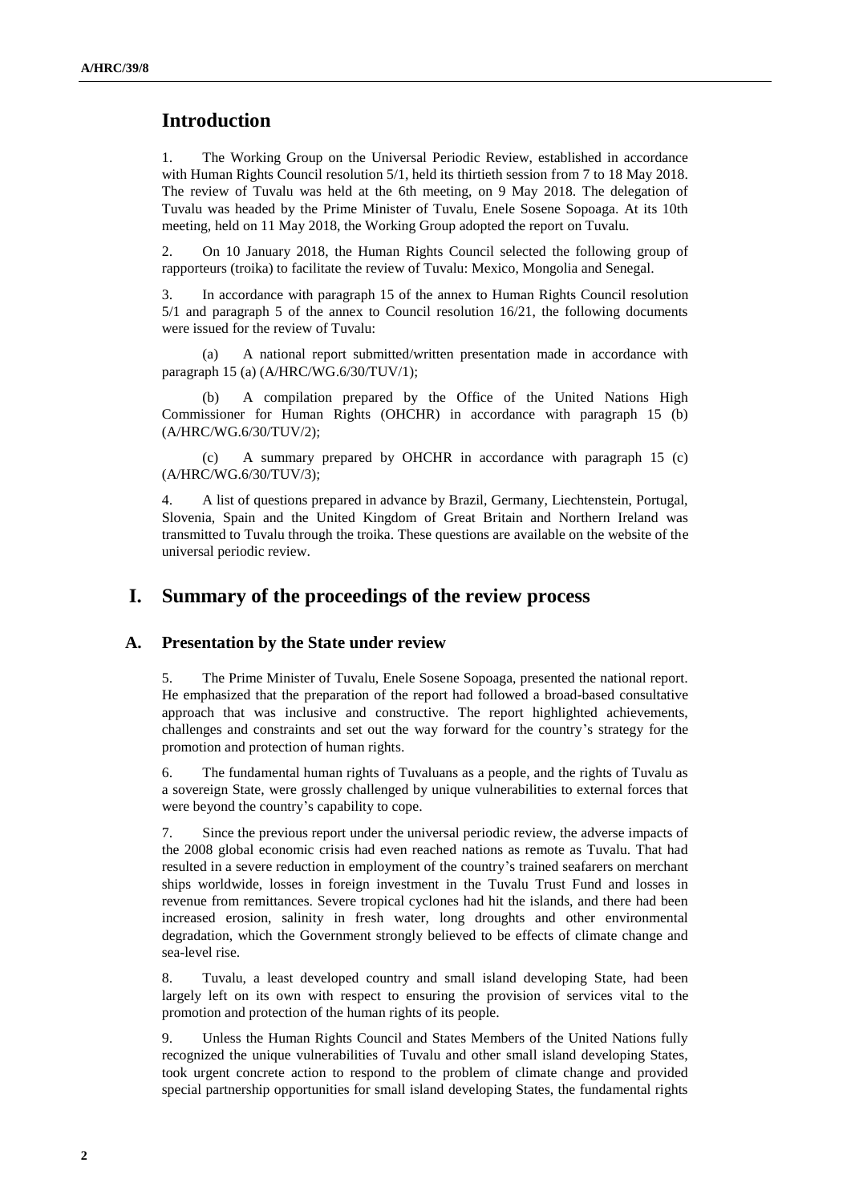## Introduction

1. The Working Group on the Universal Periodic Review, established in accordance with Human Rights Council resolution 5/1, held its thirtieth session from 7 to 18 May 2018. The review of Tuvalu was held at the 6th meeting, on 9 May 2018. The delegation of Tuvalu was headed by the Prime Minister of Tuvalu, Enele Sosene Sopoaga. At its 10th meeting, held on 11 May 2018, the Working Group adopted the report on Tuvalu.

2. On 10 January 2018, the Human Rights Council selected the following group of rapporteurs (troika) to facilitate the review of Tuvalu: Mexico, Mongolia and Senegal.

3. In accordance with paragraph 15 of the annex to Human Rights Council resolution 5/1 and paragraph 5 of the annex to Council resolution 16/21, the following documents were issued for the review of Tuvalu:

(a) A national report submitted/written presentation made in accordance with paragraph 15 (a) (A/HRC/WG.6/30/TUV/1);

(b) A compilation prepared by the Office of the United Nations High Commissioner for Human Rights (OHCHR) in accordance with paragraph 15 (b) (A/HRC/WG.6/30/TUV/2);

(c) A summary prepared by OHCHR in accordance with paragraph 15 (c) (A/HRC/WG.6/30/TUV/3);

4. A list of questions prepared in advance by Brazil, Germany, Liechtenstein, Portugal, Slovenia, Spain and the United Kingdom of Great Britain and Northern Ireland was transmitted to Tuvalu through the troika. These questions are available on the website of the universal periodic review.

## I. Summary of the proceedings of the review process

### A. Presentation by the State under review

5. The Prime Minister of Tuvalu, Enele Sosene Sopoaga, presented the national report. He emphasized that the preparation of the report had followed a broad-based consultative approach that was inclusive and constructive. The report highlighted achievements, challenges and constraints and set out the way forward for the country's strategy for the promotion and protection of human rights.

6. The fundamental human rights of Tuvaluans as a people, and the rights of Tuvalu as a sovereign State, were grossly challenged by unique vulnerabilities to external forces that were beyond the country's capability to cope.

7. Since the previous report under the universal periodic review, the adverse impacts of the 2008 global economic crisis had even reached nations as remote as Tuvalu. That had resulted in a severe reduction in employment of the country's trained seafarers on merchant ships worldwide, losses in foreign investment in the Tuvalu Trust Fund and losses in revenue from remittances. Severe tropical cyclones had hit the islands, and there had been increased erosion, salinity in fresh water, long droughts and other environmental degradation, which the Government strongly believed to be effects of climate change and sea-level rise.

8. Tuvalu, a least developed country and small island developing State, had been largely left on its own with respect to ensuring the provision of services vital to the promotion and protection of the human rights of its people.

9. Unless the Human Rights Council and States Members of the United Nations fully recognized the unique vulnerabilities of Tuvalu and other small island developing States, took urgent concrete action to respond to the problem of climate change and provided special partnership opportunities for small island developing States, the fundamental rights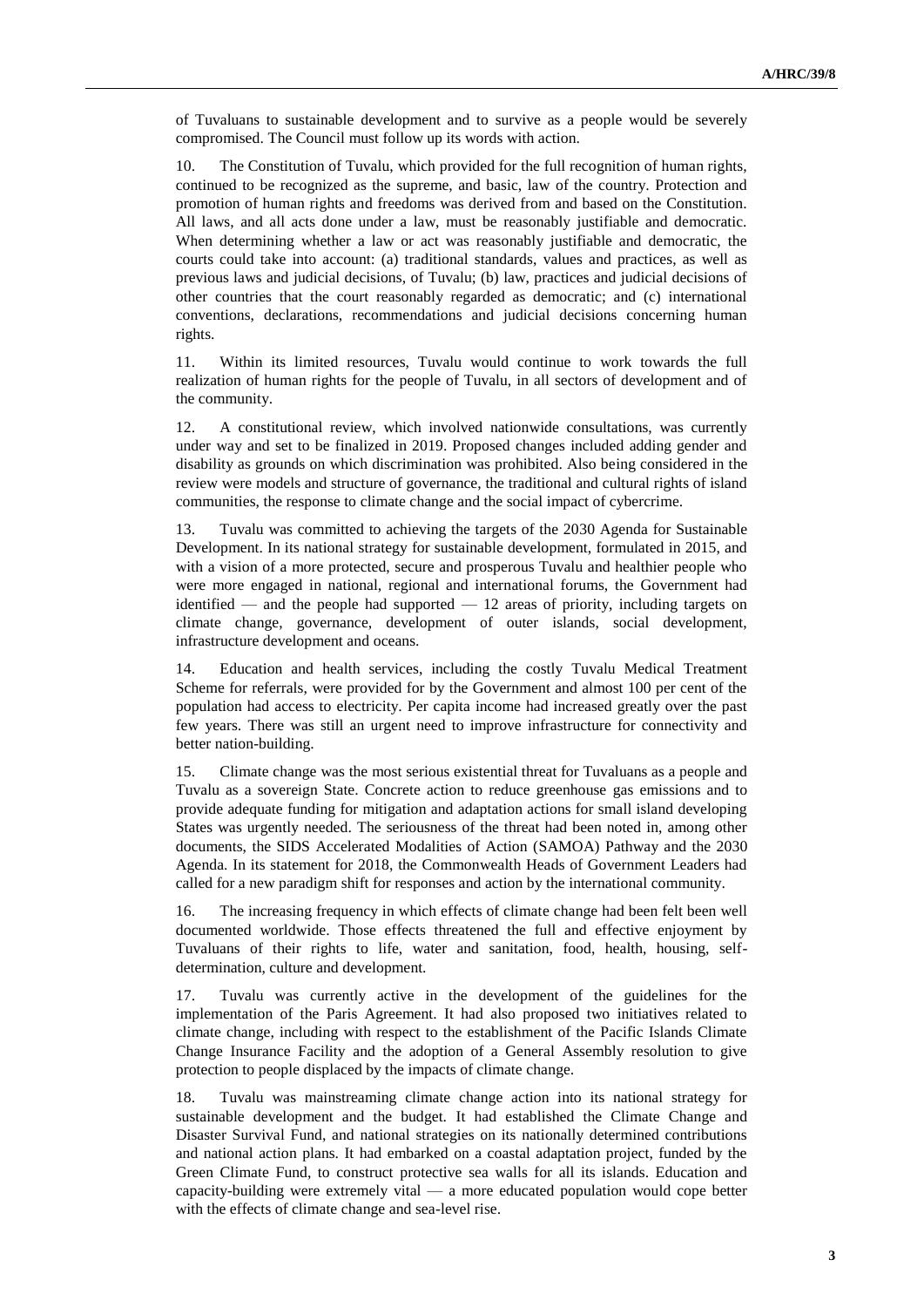of Tuvaluans to sustainable development and to survive as a people would be severely compromised. The Council must follow up its words with action.

10. The Constitution of Tuvalu, which provided for the full recognition of human rights, continued to be recognized as the supreme, and basic, law of the country. Protection and promotion of human rights and freedoms was derived from and based on the Constitution. All laws, and all acts done under a law, must be reasonably justifiable and democratic. When determining whether a law or act was reasonably justifiable and democratic, the courts could take into account: (a) traditional standards, values and practices, as well as previous laws and judicial decisions, of Tuvalu; (b) law, practices and judicial decisions of other countries that the court reasonably regarded as democratic; and (c) international conventions, declarations, recommendations and judicial decisions concerning human rights.

11. Within its limited resources, Tuvalu would continue to work towards the full realization of human rights for the people of Tuvalu, in all sectors of development and of the community.

12. A constitutional review, which involved nationwide consultations, was currently under way and set to be finalized in 2019. Proposed changes included adding gender and disability as grounds on which discrimination was prohibited. Also being considered in the review were models and structure of governance, the traditional and cultural rights of island communities, the response to climate change and the social impact of cybercrime.

13. Tuvalu was committed to achieving the targets of the 2030 Agenda for Sustainable Development. In its national strategy for sustainable development, formulated in 2015, and with a vision of a more protected, secure and prosperous Tuvalu and healthier people who were more engaged in national, regional and international forums, the Government had identified — and the people had supported — 12 areas of priority, including targets on climate change, governance, development of outer islands, social development, infrastructure development and oceans.

14. Education and health services, including the costly Tuvalu Medical Treatment Scheme for referrals, were provided for by the Government and almost 100 per cent of the population had access to electricity. Per capita income had increased greatly over the past few years. There was still an urgent need to improve infrastructure for connectivity and better nation-building.

15. Climate change was the most serious existential threat for Tuvaluans as a people and Tuvalu as a sovereign State. Concrete action to reduce greenhouse gas emissions and to provide adequate funding for mitigation and adaptation actions for small island developing States was urgently needed. The seriousness of the threat had been noted in, among other documents, the SIDS Accelerated Modalities of Action (SAMOA) Pathway and the 2030 Agenda. In its statement for 2018, the Commonwealth Heads of Government Leaders had called for a new paradigm shift for responses and action by the international community.

16. The increasing frequency in which effects of climate change had been felt been well documented worldwide. Those effects threatened the full and effective enjoyment by Tuvaluans of their rights to life, water and sanitation, food, health, housing, self-determination, culture and development.

17. Tuvalu was currently active in the development of the guidelines for the implementation of the Paris Agreement. It had also proposed two initiatives related to climate change, including with respect to the establishment of the Pacific Islands Climate Change Insurance Facility and the adoption of a General Assembly resolution to give protection to people displaced by the impacts of climate change.

18. Tuvalu was mainstreaming climate change action into its national strategy for sustainable development and the budget. It had established the Climate Change and Disaster Survival Fund, and national strategies on its nationally determined contributions and national action plans. It had embarked on a coastal adaptation project, funded by the Green Climate Fund, to construct protective sea walls for all its islands. Education and capacity-building were extremely vital — a more educated population would cope better with the effects of climate change and sea-level rise.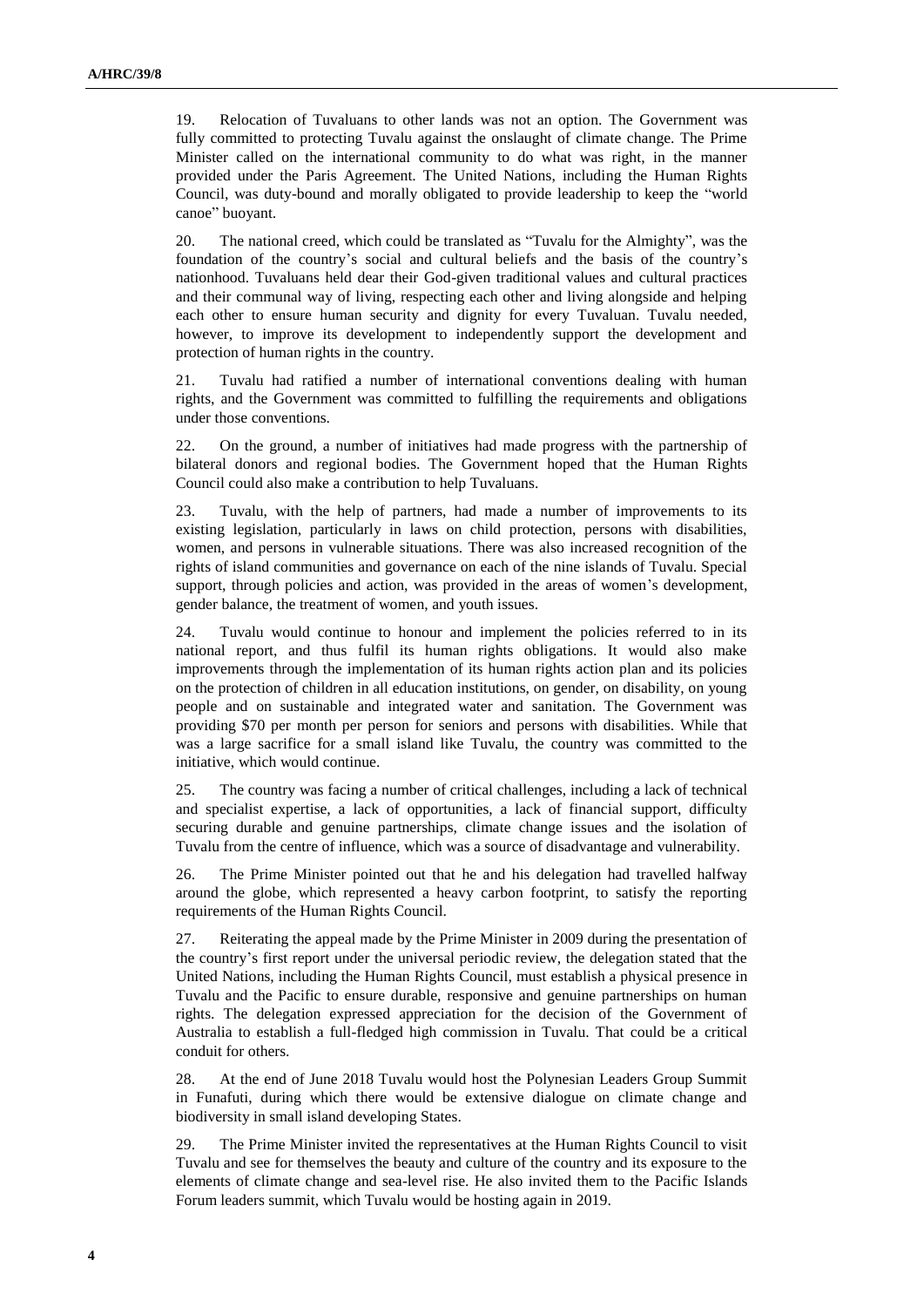19. Relocation of Tuvaluans to other lands was not an option. The Government was fully committed to protecting Tuvalu against the onslaught of climate change. The Prime Minister called on the international community to do what was right, in the manner provided under the Paris Agreement. The United Nations, including the Human Rights Council, was duty-bound and morally obligated to provide leadership to keep the "world canoe" buoyant.

20. The national creed, which could be translated as "Tuvalu for the Almighty", was the foundation of the country's social and cultural beliefs and the basis of the country's nationhood. Tuvaluans held dear their God-given traditional values and cultural practices and their communal way of living, respecting each other and living alongside and helping each other to ensure human security and dignity for every Tuvaluan. Tuvalu needed, however, to improve its development to independently support the development and protection of human rights in the country.

21. Tuvalu had ratified a number of international conventions dealing with human rights, and the Government was committed to fulfilling the requirements and obligations under those conventions.

22. On the ground, a number of initiatives had made progress with the partnership of bilateral donors and regional bodies. The Government hoped that the Human Rights Council could also make a contribution to help Tuvaluans.

23. Tuvalu, with the help of partners, had made a number of improvements to its existing legislation, particularly in laws on child protection, persons with disabilities, women, and persons in vulnerable situations. There was also increased recognition of the rights of island communities and governance on each of the nine islands of Tuvalu. Special support, through policies and action, was provided in the areas of women's development, gender balance, the treatment of women, and youth issues.

24. Tuvalu would continue to honour and implement the policies referred to in its national report, and thus fulfil its human rights obligations. It would also make improvements through the implementation of its human rights action plan and its policies on the protection of children in all education institutions, on gender, on disability, on young people and on sustainable and integrated water and sanitation. The Government was providing $70 per month per person for seniors and persons with disabilities. While that was a large sacrifice for a small island like Tuvalu, the country was committed to the initiative, which would continue.

25. The country was facing a number of critical challenges, including a lack of technical and specialist expertise, a lack of opportunities, a lack of financial support, difficulty securing durable and genuine partnerships, climate change issues and the isolation of Tuvalu from the centre of influence, which was a source of disadvantage and vulnerability.

26. The Prime Minister pointed out that he and his delegation had travelled halfway around the globe, which represented a heavy carbon footprint, to satisfy the reporting requirements of the Human Rights Council.

27. Reiterating the appeal made by the Prime Minister in 2009 during the presentation of the country's first report under the universal periodic review, the delegation stated that the United Nations, including the Human Rights Council, must establish a physical presence in Tuvalu and the Pacific to ensure durable, responsive and genuine partnerships on human rights. The delegation expressed appreciation for the decision of the Government of Australia to establish a full-fledged high commission in Tuvalu. That could be a critical conduit for others.

28. At the end of June 2018 Tuvalu would host the Polynesian Leaders Group Summit in Funafuti, during which there would be extensive dialogue on climate change and biodiversity in small island developing States.

29. The Prime Minister invited the representatives at the Human Rights Council to visit Tuvalu and see for themselves the beauty and culture of the country and its exposure to the elements of climate change and sea-level rise. He also invited them to the Pacific Islands Forum leaders summit, which Tuvalu would be hosting again in 2019.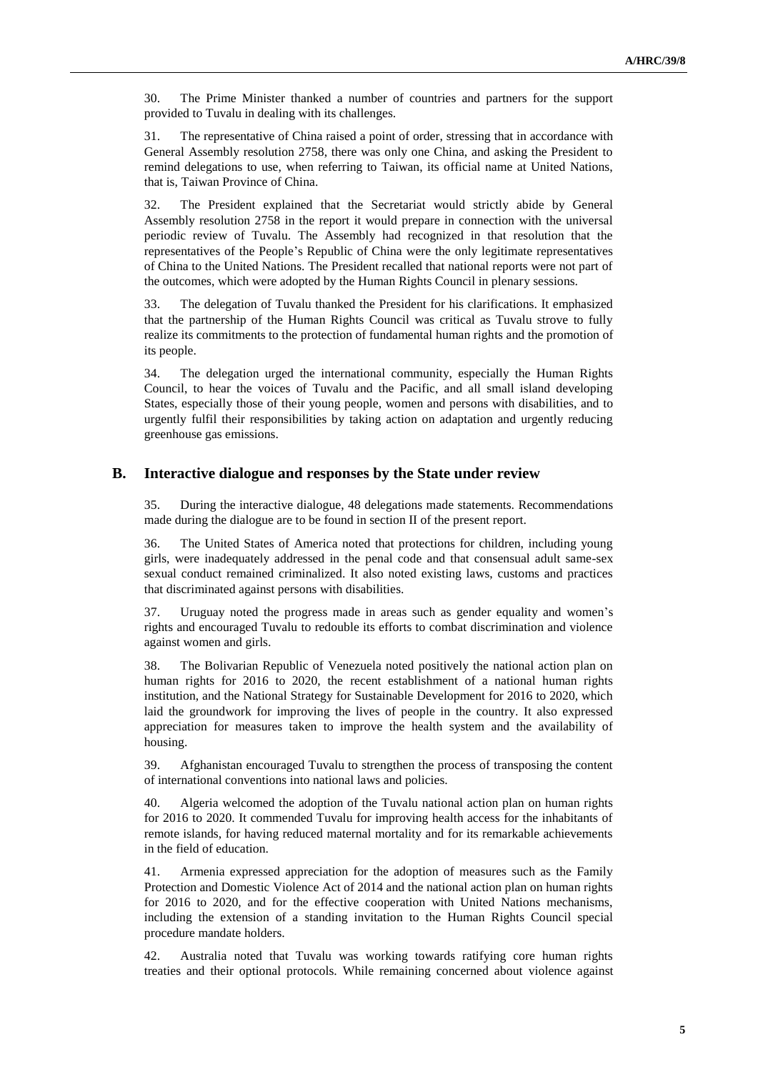30. The Prime Minister thanked a number of countries and partners for the support provided to Tuvalu in dealing with its challenges.

31. The representative of China raised a point of order, stressing that in accordance with General Assembly resolution 2758, there was only one China, and asking the President to remind delegations to use, when referring to Taiwan, its official name at United Nations, that is, Taiwan Province of China.

32. The President explained that the Secretariat would strictly abide by General Assembly resolution 2758 in the report it would prepare in connection with the universal periodic review of Tuvalu. The Assembly had recognized in that resolution that the representatives of the People's Republic of China were the only legitimate representatives of China to the United Nations. The President recalled that national reports were not part of the outcomes, which were adopted by the Human Rights Council in plenary sessions.

33. The delegation of Tuvalu thanked the President for his clarifications. It emphasized that the partnership of the Human Rights Council was critical as Tuvalu strove to fully realize its commitments to the protection of fundamental human rights and the promotion of its people.

34. The delegation urged the international community, especially the Human Rights Council, to hear the voices of Tuvalu and the Pacific, and all small island developing States, especially those of their young people, women and persons with disabilities, and to urgently fulfil their responsibilities by taking action on adaptation and urgently reducing greenhouse gas emissions.

## B. Interactive dialogue and responses by the State under review

35. During the interactive dialogue, 48 delegations made statements. Recommendations made during the dialogue are to be found in section II of the present report.

36. The United States of America noted that protections for children, including young girls, were inadequately addressed in the penal code and that consensual adult same-sex sexual conduct remained criminalized. It also noted existing laws, customs and practices that discriminated against persons with disabilities.

37. Uruguay noted the progress made in areas such as gender equality and women's rights and encouraged Tuvalu to redouble its efforts to combat discrimination and violence against women and girls.

38. The Bolivarian Republic of Venezuela noted positively the national action plan on human rights for 2016 to 2020, the recent establishment of a national human rights institution, and the National Strategy for Sustainable Development for 2016 to 2020, which laid the groundwork for improving the lives of people in the country. It also expressed appreciation for measures taken to improve the health system and the availability of housing.

39. Afghanistan encouraged Tuvalu to strengthen the process of transposing the content of international conventions into national laws and policies.

40. Algeria welcomed the adoption of the Tuvalu national action plan on human rights for 2016 to 2020. It commended Tuvalu for improving health access for the inhabitants of remote islands, for having reduced maternal mortality and for its remarkable achievements in the field of education.

41. Armenia expressed appreciation for the adoption of measures such as the Family Protection and Domestic Violence Act of 2014 and the national action plan on human rights for 2016 to 2020, and for the effective cooperation with United Nations mechanisms, including the extension of a standing invitation to the Human Rights Council special procedure mandate holders.

42. Australia noted that Tuvalu was working towards ratifying core human rights treaties and their optional protocols. While remaining concerned about violence against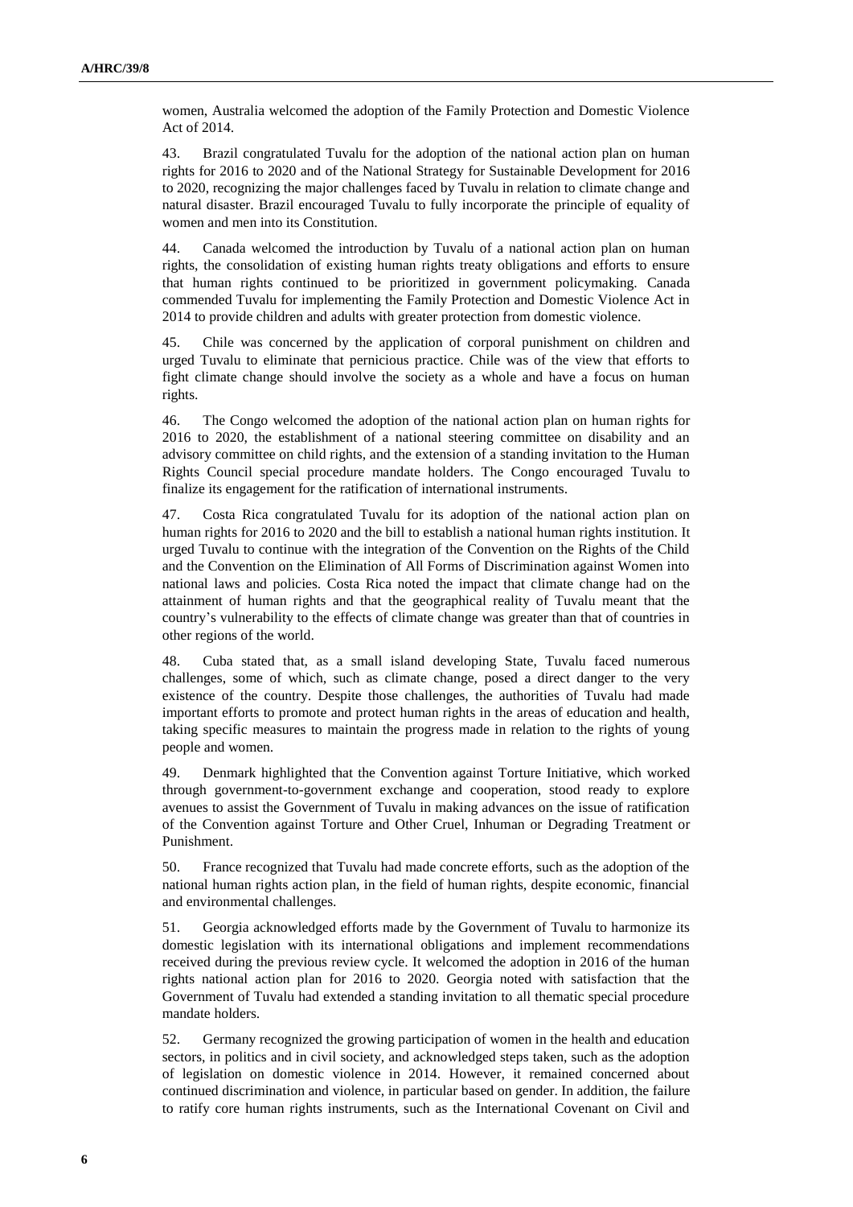women, Australia welcomed the adoption of the Family Protection and Domestic Violence Act of 2014.

43. Brazil congratulated Tuvalu for the adoption of the national action plan on human rights for 2016 to 2020 and of the National Strategy for Sustainable Development for 2016 to 2020, recognizing the major challenges faced by Tuvalu in relation to climate change and natural disaster. Brazil encouraged Tuvalu to fully incorporate the principle of equality of women and men into its Constitution.

44. Canada welcomed the introduction by Tuvalu of a national action plan on human rights, the consolidation of existing human rights treaty obligations and efforts to ensure that human rights continued to be prioritized in government policymaking. Canada commended Tuvalu for implementing the Family Protection and Domestic Violence Act in 2014 to provide children and adults with greater protection from domestic violence.

45. Chile was concerned by the application of corporal punishment on children and urged Tuvalu to eliminate that pernicious practice. Chile was of the view that efforts to fight climate change should involve the society as a whole and have a focus on human rights.

46. The Congo welcomed the adoption of the national action plan on human rights for 2016 to 2020, the establishment of a national steering committee on disability and an advisory committee on child rights, and the extension of a standing invitation to the Human Rights Council special procedure mandate holders. The Congo encouraged Tuvalu to finalize its engagement for the ratification of international instruments.

47. Costa Rica congratulated Tuvalu for its adoption of the national action plan on human rights for 2016 to 2020 and the bill to establish a national human rights institution. It urged Tuvalu to continue with the integration of the Convention on the Rights of the Child and the Convention on the Elimination of All Forms of Discrimination against Women into national laws and policies. Costa Rica noted the impact that climate change had on the attainment of human rights and that the geographical reality of Tuvalu meant that the country's vulnerability to the effects of climate change was greater than that of countries in other regions of the world.

48. Cuba stated that, as a small island developing State, Tuvalu faced numerous challenges, some of which, such as climate change, posed a direct danger to the very existence of the country. Despite those challenges, the authorities of Tuvalu had made important efforts to promote and protect human rights in the areas of education and health, taking specific measures to maintain the progress made in relation to the rights of young people and women.

49. Denmark highlighted that the Convention against Torture Initiative, which worked through government-to-government exchange and cooperation, stood ready to explore avenues to assist the Government of Tuvalu in making advances on the issue of ratification of the Convention against Torture and Other Cruel, Inhuman or Degrading Treatment or Punishment.

50. France recognized that Tuvalu had made concrete efforts, such as the adoption of the national human rights action plan, in the field of human rights, despite economic, financial and environmental challenges.

51. Georgia acknowledged efforts made by the Government of Tuvalu to harmonize its domestic legislation with its international obligations and implement recommendations received during the previous review cycle. It welcomed the adoption in 2016 of the human rights national action plan for 2016 to 2020. Georgia noted with satisfaction that the Government of Tuvalu had extended a standing invitation to all thematic special procedure mandate holders.

52. Germany recognized the growing participation of women in the health and education sectors, in politics and in civil society, and acknowledged steps taken, such as the adoption of legislation on domestic violence in 2014. However, it remained concerned about continued discrimination and violence, in particular based on gender. In addition, the failure to ratify core human rights instruments, such as the International Covenant on Civil and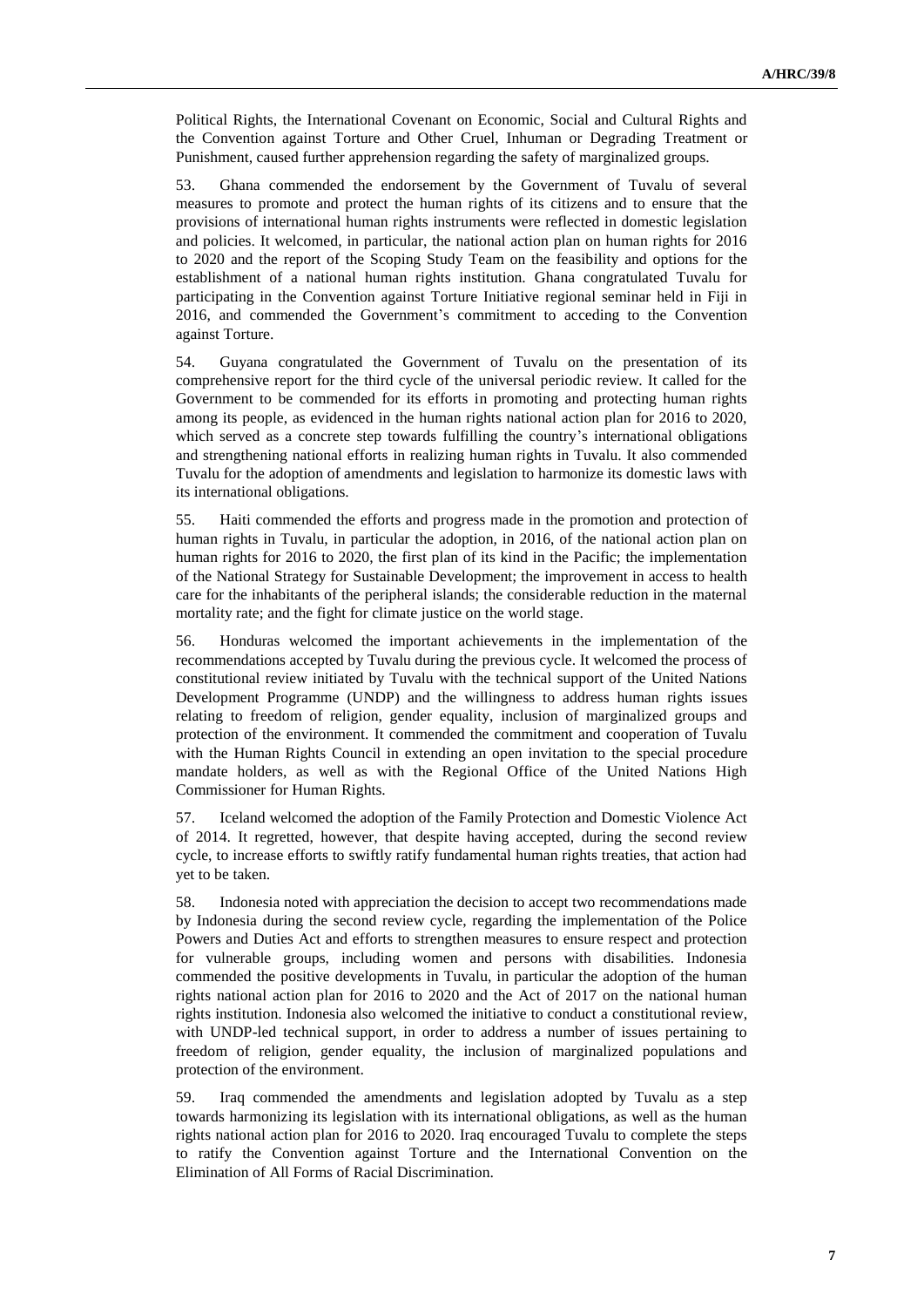Political Rights, the International Covenant on Economic, Social and Cultural Rights and the Convention against Torture and Other Cruel, Inhuman or Degrading Treatment or Punishment, caused further apprehension regarding the safety of marginalized groups.

53. Ghana commended the endorsement by the Government of Tuvalu of several measures to promote and protect the human rights of its citizens and to ensure that the provisions of international human rights instruments were reflected in domestic legislation and policies. It welcomed, in particular, the national action plan on human rights for 2016 to 2020 and the report of the Scoping Study Team on the feasibility and options for the establishment of a national human rights institution. Ghana congratulated Tuvalu for participating in the Convention against Torture Initiative regional seminar held in Fiji in 2016, and commended the Government's commitment to acceding to the Convention against Torture.

54. Guyana congratulated the Government of Tuvalu on the presentation of its comprehensive report for the third cycle of the universal periodic review. It called for the Government to be commended for its efforts in promoting and protecting human rights among its people, as evidenced in the human rights national action plan for 2016 to 2020, which served as a concrete step towards fulfilling the country's international obligations and strengthening national efforts in realizing human rights in Tuvalu. It also commended Tuvalu for the adoption of amendments and legislation to harmonize its domestic laws with its international obligations.

55. Haiti commended the efforts and progress made in the promotion and protection of human rights in Tuvalu, in particular the adoption, in 2016, of the national action plan on human rights for 2016 to 2020, the first plan of its kind in the Pacific; the implementation of the National Strategy for Sustainable Development; the improvement in access to health care for the inhabitants of the peripheral islands; the considerable reduction in the maternal mortality rate; and the fight for climate justice on the world stage.

56. Honduras welcomed the important achievements in the implementation of the recommendations accepted by Tuvalu during the previous cycle. It welcomed the process of constitutional review initiated by Tuvalu with the technical support of the United Nations Development Programme (UNDP) and the willingness to address human rights issues relating to freedom of religion, gender equality, inclusion of marginalized groups and protection of the environment. It commended the commitment and cooperation of Tuvalu with the Human Rights Council in extending an open invitation to the special procedure mandate holders, as well as with the Regional Office of the United Nations High Commissioner for Human Rights.

57. Iceland welcomed the adoption of the Family Protection and Domestic Violence Act of 2014. It regretted, however, that despite having accepted, during the second review cycle, to increase efforts to swiftly ratify fundamental human rights treaties, that action had yet to be taken.

58. Indonesia noted with appreciation the decision to accept two recommendations made by Indonesia during the second review cycle, regarding the implementation of the Police Powers and Duties Act and efforts to strengthen measures to ensure respect and protection for vulnerable groups, including women and persons with disabilities. Indonesia commended the positive developments in Tuvalu, in particular the adoption of the human rights national action plan for 2016 to 2020 and the Act of 2017 on the national human rights institution. Indonesia also welcomed the initiative to conduct a constitutional review, with UNDP-led technical support, in order to address a number of issues pertaining to freedom of religion, gender equality, the inclusion of marginalized populations and protection of the environment.

59. Iraq commended the amendments and legislation adopted by Tuvalu as a step towards harmonizing its legislation with its international obligations, as well as the human rights national action plan for 2016 to 2020. Iraq encouraged Tuvalu to complete the steps to ratify the Convention against Torture and the International Convention on the Elimination of All Forms of Racial Discrimination.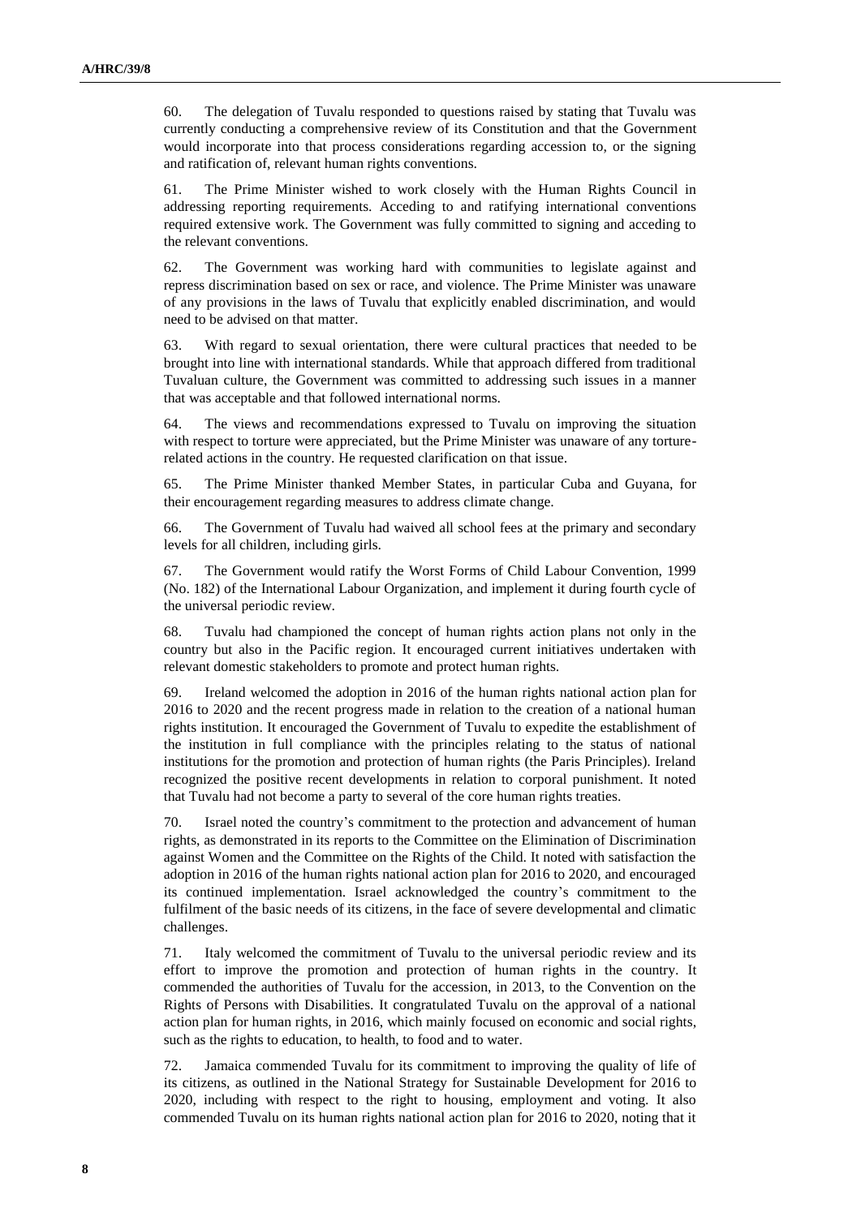60. The delegation of Tuvalu responded to questions raised by stating that Tuvalu was currently conducting a comprehensive review of its Constitution and that the Government would incorporate into that process considerations regarding accession to, or the signing and ratification of, relevant human rights conventions.

61. The Prime Minister wished to work closely with the Human Rights Council in addressing reporting requirements. Acceding to and ratifying international conventions required extensive work. The Government was fully committed to signing and acceding to the relevant conventions.

62. The Government was working hard with communities to legislate against and repress discrimination based on sex or race, and violence. The Prime Minister was unaware of any provisions in the laws of Tuvalu that explicitly enabled discrimination, and would need to be advised on that matter.

63. With regard to sexual orientation, there were cultural practices that needed to be brought into line with international standards. While that approach differed from traditional Tuvaluan culture, the Government was committed to addressing such issues in a manner that was acceptable and that followed international norms.

64. The views and recommendations expressed to Tuvalu on improving the situation with respect to torture were appreciated, but the Prime Minister was unaware of any torture-related actions in the country. He requested clarification on that issue.

65. The Prime Minister thanked Member States, in particular Cuba and Guyana, for their encouragement regarding measures to address climate change.

66. The Government of Tuvalu had waived all school fees at the primary and secondary levels for all children, including girls.

67. The Government would ratify the Worst Forms of Child Labour Convention, 1999 (No. 182) of the International Labour Organization, and implement it during fourth cycle of the universal periodic review.

68. Tuvalu had championed the concept of human rights action plans not only in the country but also in the Pacific region. It encouraged current initiatives undertaken with relevant domestic stakeholders to promote and protect human rights.

69. Ireland welcomed the adoption in 2016 of the human rights national action plan for 2016 to 2020 and the recent progress made in relation to the creation of a national human rights institution. It encouraged the Government of Tuvalu to expedite the establishment of the institution in full compliance with the principles relating to the status of national institutions for the promotion and protection of human rights (the Paris Principles). Ireland recognized the positive recent developments in relation to corporal punishment. It noted that Tuvalu had not become a party to several of the core human rights treaties.

70. Israel noted the country's commitment to the protection and advancement of human rights, as demonstrated in its reports to the Committee on the Elimination of Discrimination against Women and the Committee on the Rights of the Child. It noted with satisfaction the adoption in 2016 of the human rights national action plan for 2016 to 2020, and encouraged its continued implementation. Israel acknowledged the country's commitment to the fulfilment of the basic needs of its citizens, in the face of severe developmental and climatic challenges.

71. Italy welcomed the commitment of Tuvalu to the universal periodic review and its effort to improve the promotion and protection of human rights in the country. It commended the authorities of Tuvalu for the accession, in 2013, to the Convention on the Rights of Persons with Disabilities. It congratulated Tuvalu on the approval of a national action plan for human rights, in 2016, which mainly focused on economic and social rights, such as the rights to education, to health, to food and to water.

72. Jamaica commended Tuvalu for its commitment to improving the quality of life of its citizens, as outlined in the National Strategy for Sustainable Development for 2016 to 2020, including with respect to the right to housing, employment and voting. It also commended Tuvalu on its human rights national action plan for 2016 to 2020, noting that it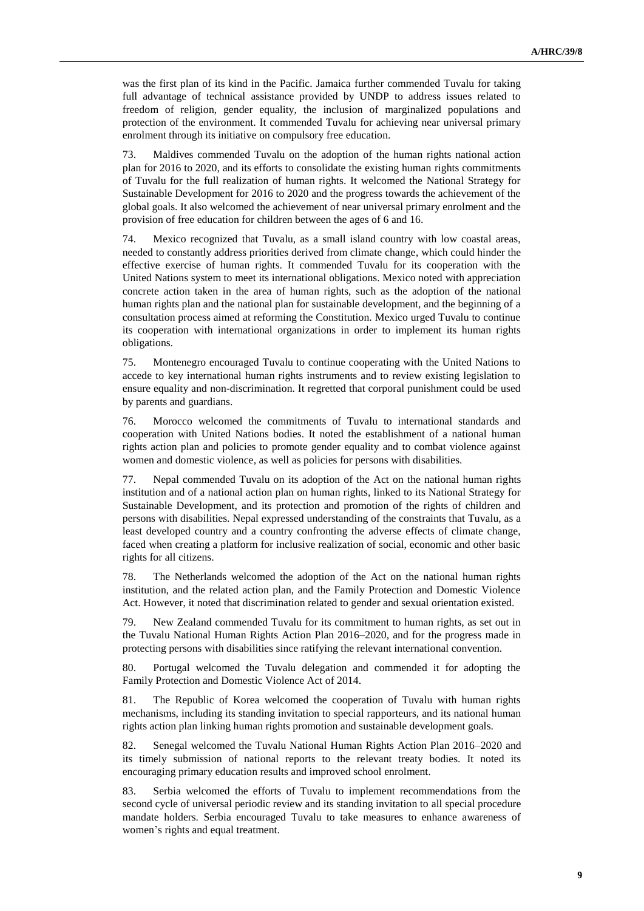was the first plan of its kind in the Pacific. Jamaica further commended Tuvalu for taking full advantage of technical assistance provided by UNDP to address issues related to freedom of religion, gender equality, the inclusion of marginalized populations and protection of the environment. It commended Tuvalu for achieving near universal primary enrolment through its initiative on compulsory free education.

73. Maldives commended Tuvalu on the adoption of the human rights national action plan for 2016 to 2020, and its efforts to consolidate the existing human rights commitments of Tuvalu for the full realization of human rights. It welcomed the National Strategy for Sustainable Development for 2016 to 2020 and the progress towards the achievement of the global goals. It also welcomed the achievement of near universal primary enrolment and the provision of free education for children between the ages of 6 and 16.

74. Mexico recognized that Tuvalu, as a small island country with low coastal areas, needed to constantly address priorities derived from climate change, which could hinder the effective exercise of human rights. It commended Tuvalu for its cooperation with the United Nations system to meet its international obligations. Mexico noted with appreciation concrete action taken in the area of human rights, such as the adoption of the national human rights plan and the national plan for sustainable development, and the beginning of a consultation process aimed at reforming the Constitution. Mexico urged Tuvalu to continue its cooperation with international organizations in order to implement its human rights obligations.

75. Montenegro encouraged Tuvalu to continue cooperating with the United Nations to accede to key international human rights instruments and to review existing legislation to ensure equality and non-discrimination. It regretted that corporal punishment could be used by parents and guardians.

76. Morocco welcomed the commitments of Tuvalu to international standards and cooperation with United Nations bodies. It noted the establishment of a national human rights action plan and policies to promote gender equality and to combat violence against women and domestic violence, as well as policies for persons with disabilities.

77. Nepal commended Tuvalu on its adoption of the Act on the national human rights institution and of a national action plan on human rights, linked to its National Strategy for Sustainable Development, and its protection and promotion of the rights of children and persons with disabilities. Nepal expressed understanding of the constraints that Tuvalu, as a least developed country and a country confronting the adverse effects of climate change, faced when creating a platform for inclusive realization of social, economic and other basic rights for all citizens.

78. The Netherlands welcomed the adoption of the Act on the national human rights institution, and the related action plan, and the Family Protection and Domestic Violence Act. However, it noted that discrimination related to gender and sexual orientation existed.

79. New Zealand commended Tuvalu for its commitment to human rights, as set out in the Tuvalu National Human Rights Action Plan 2016–2020, and for the progress made in protecting persons with disabilities since ratifying the relevant international convention.

80. Portugal welcomed the Tuvalu delegation and commended it for adopting the Family Protection and Domestic Violence Act of 2014.

81. The Republic of Korea welcomed the cooperation of Tuvalu with human rights mechanisms, including its standing invitation to special rapporteurs, and its national human rights action plan linking human rights promotion and sustainable development goals.

82. Senegal welcomed the Tuvalu National Human Rights Action Plan 2016–2020 and its timely submission of national reports to the relevant treaty bodies. It noted its encouraging primary education results and improved school enrolment.

83. Serbia welcomed the efforts of Tuvalu to implement recommendations from the second cycle of universal periodic review and its standing invitation to all special procedure mandate holders. Serbia encouraged Tuvalu to take measures to enhance awareness of women's rights and equal treatment.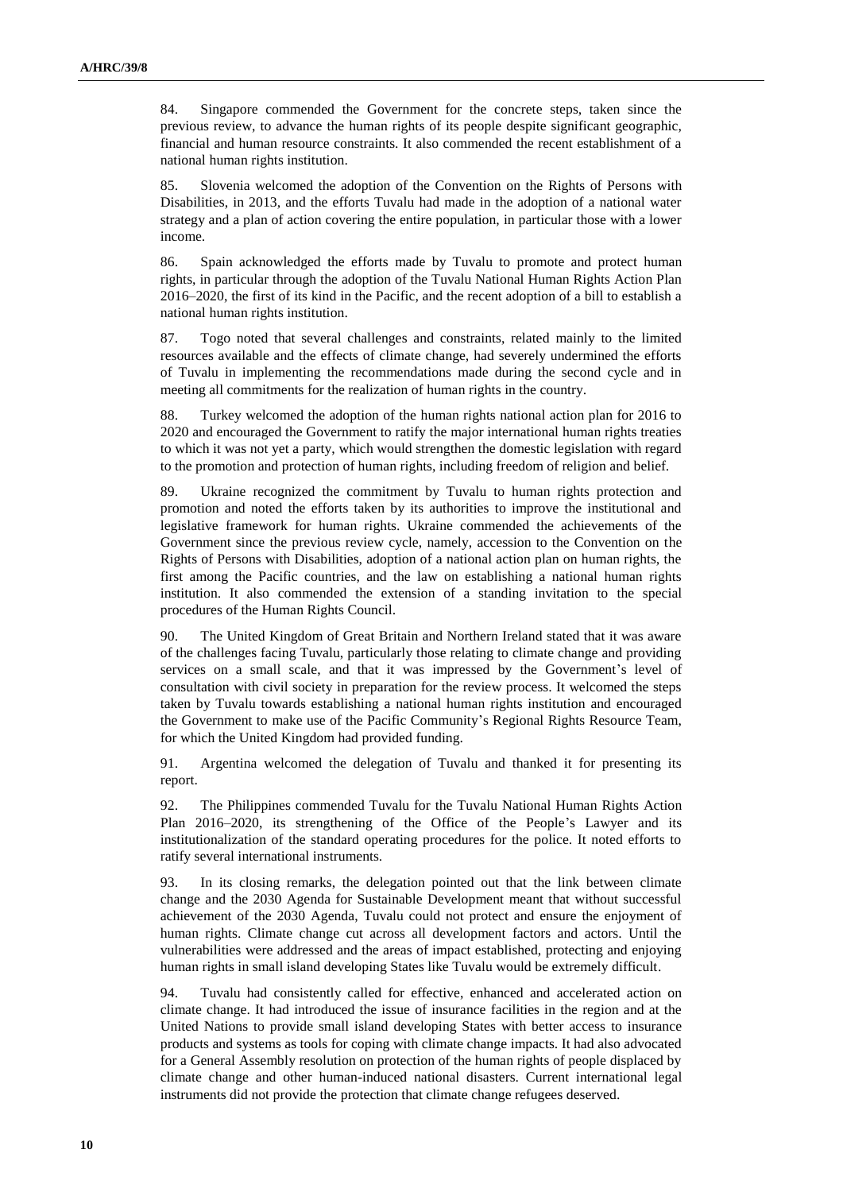84. Singapore commended the Government for the concrete steps, taken since the previous review, to advance the human rights of its people despite significant geographic, financial and human resource constraints. It also commended the recent establishment of a national human rights institution.

85. Slovenia welcomed the adoption of the Convention on the Rights of Persons with Disabilities, in 2013, and the efforts Tuvalu had made in the adoption of a national water strategy and a plan of action covering the entire population, in particular those with a lower income.

86. Spain acknowledged the efforts made by Tuvalu to promote and protect human rights, in particular through the adoption of the Tuvalu National Human Rights Action Plan 2016–2020, the first of its kind in the Pacific, and the recent adoption of a bill to establish a national human rights institution.

87. Togo noted that several challenges and constraints, related mainly to the limited resources available and the effects of climate change, had severely undermined the efforts of Tuvalu in implementing the recommendations made during the second cycle and in meeting all commitments for the realization of human rights in the country.

88. Turkey welcomed the adoption of the human rights national action plan for 2016 to 2020 and encouraged the Government to ratify the major international human rights treaties to which it was not yet a party, which would strengthen the domestic legislation with regard to the promotion and protection of human rights, including freedom of religion and belief.

89. Ukraine recognized the commitment by Tuvalu to human rights protection and promotion and noted the efforts taken by its authorities to improve the institutional and legislative framework for human rights. Ukraine commended the achievements of the Government since the previous review cycle, namely, accession to the Convention on the Rights of Persons with Disabilities, adoption of a national action plan on human rights, the first among the Pacific countries, and the law on establishing a national human rights institution. It also commended the extension of a standing invitation to the special procedures of the Human Rights Council.

90. The United Kingdom of Great Britain and Northern Ireland stated that it was aware of the challenges facing Tuvalu, particularly those relating to climate change and providing services on a small scale, and that it was impressed by the Government's level of consultation with civil society in preparation for the review process. It welcomed the steps taken by Tuvalu towards establishing a national human rights institution and encouraged the Government to make use of the Pacific Community's Regional Rights Resource Team, for which the United Kingdom had provided funding.

91. Argentina welcomed the delegation of Tuvalu and thanked it for presenting its report.

92. The Philippines commended Tuvalu for the Tuvalu National Human Rights Action Plan 2016–2020, its strengthening of the Office of the People's Lawyer and its institutionalization of the standard operating procedures for the police. It noted efforts to ratify several international instruments.

93. In its closing remarks, the delegation pointed out that the link between climate change and the 2030 Agenda for Sustainable Development meant that without successful achievement of the 2030 Agenda, Tuvalu could not protect and ensure the enjoyment of human rights. Climate change cut across all development factors and actors. Until the vulnerabilities were addressed and the areas of impact established, protecting and enjoying human rights in small island developing States like Tuvalu would be extremely difficult.

94. Tuvalu had consistently called for effective, enhanced and accelerated action on climate change. It had introduced the issue of insurance facilities in the region and at the United Nations to provide small island developing States with better access to insurance products and systems as tools for coping with climate change impacts. It had also advocated for a General Assembly resolution on protection of the human rights of people displaced by climate change and other human-induced national disasters. Current international legal instruments did not provide the protection that climate change refugees deserved.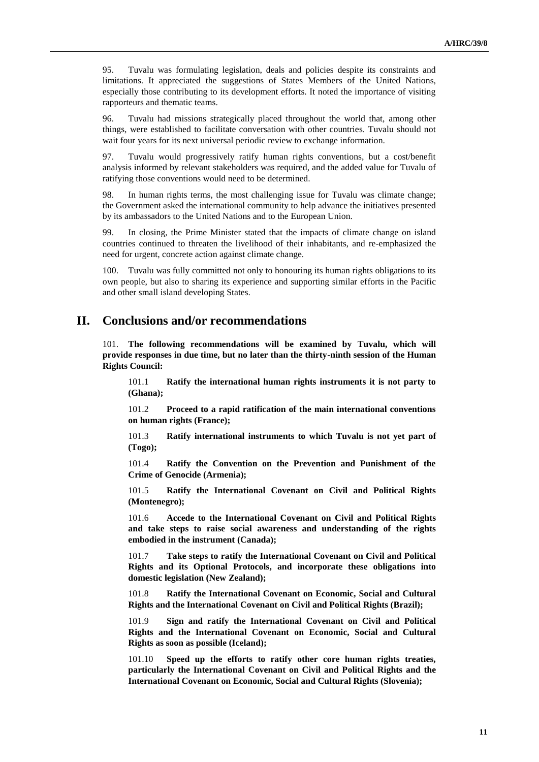95. Tuvalu was formulating legislation, deals and policies despite its constraints and limitations. It appreciated the suggestions of States Members of the United Nations, especially those contributing to its development efforts. It noted the importance of visiting rapporteurs and thematic teams.

96. Tuvalu had missions strategically placed throughout the world that, among other things, were established to facilitate conversation with other countries. Tuvalu should not wait four years for its next universal periodic review to exchange information.

97. Tuvalu would progressively ratify human rights conventions, but a cost/benefit analysis informed by relevant stakeholders was required, and the added value for Tuvalu of ratifying those conventions would need to be determined.

98. In human rights terms, the most challenging issue for Tuvalu was climate change; the Government asked the international community to help advance the initiatives presented by its ambassadors to the United Nations and to the European Union.

99. In closing, the Prime Minister stated that the impacts of climate change on island countries continued to threaten the livelihood of their inhabitants, and re-emphasized the need for urgent, concrete action against climate change.

100. Tuvalu was fully committed not only to honouring its human rights obligations to its own people, but also to sharing its experience and supporting similar efforts in the Pacific and other small island developing States.

# II. Conclusions and/or recommendations

101. **The following recommendations will be examined by Tuvalu, which will provide responses in due time, but no later than the thirty-ninth session of the Human Rights Council:**

101.1 **Ratify the international human rights instruments it is not party to (Ghana);**

101.2 **Proceed to a rapid ratification of the main international conventions on human rights (France);**

101.3 **Ratify international instruments to which Tuvalu is not yet part of (Togo);**

101.4 **Ratify the Convention on the Prevention and Punishment of the Crime of Genocide (Armenia);**

101.5 **Ratify the International Covenant on Civil and Political Rights (Montenegro);**

101.6 **Accede to the International Covenant on Civil and Political Rights and take steps to raise social awareness and understanding of the rights embodied in the instrument (Canada);**

101.7 **Take steps to ratify the International Covenant on Civil and Political Rights and its Optional Protocols, and incorporate these obligations into domestic legislation (New Zealand);**

101.8 **Ratify the International Covenant on Economic, Social and Cultural Rights and the International Covenant on Civil and Political Rights (Brazil);**

101.9 **Sign and ratify the International Covenant on Civil and Political Rights and the International Covenant on Economic, Social and Cultural Rights as soon as possible (Iceland);**

101.10 **Speed up the efforts to ratify other core human rights treaties, particularly the International Covenant on Civil and Political Rights and the International Covenant on Economic, Social and Cultural Rights (Slovenia);**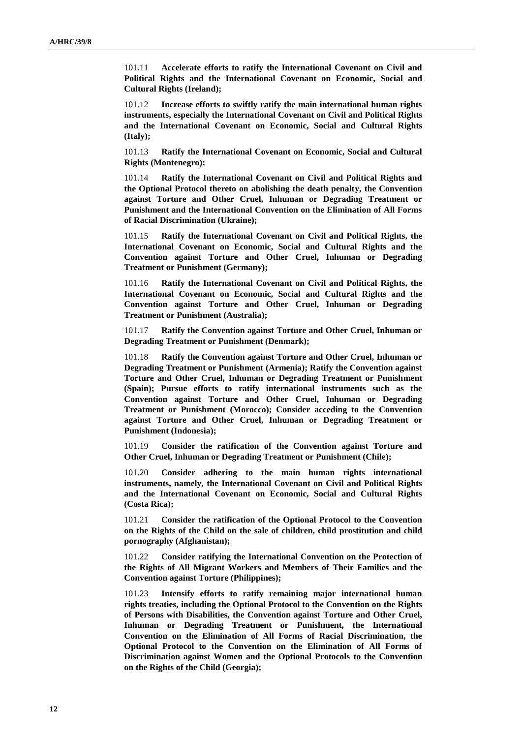101.11 **Accelerate efforts to ratify the International Covenant on Civil and Political Rights and the International Covenant on Economic, Social and Cultural Rights (Ireland);**

101.12 **Increase efforts to swiftly ratify the main international human rights instruments, especially the International Covenant on Civil and Political Rights and the International Covenant on Economic, Social and Cultural Rights (Italy);**

101.13 **Ratify the International Covenant on Economic, Social and Cultural Rights (Montenegro);**

101.14 **Ratify the International Covenant on Civil and Political Rights and the Optional Protocol thereto on abolishing the death penalty, the Convention against Torture and Other Cruel, Inhuman or Degrading Treatment or Punishment and the International Convention on the Elimination of All Forms of Racial Discrimination (Ukraine);**

101.15 **Ratify the International Covenant on Civil and Political Rights, the International Covenant on Economic, Social and Cultural Rights and the Convention against Torture and Other Cruel, Inhuman or Degrading Treatment or Punishment (Germany);**

101.16 **Ratify the International Covenant on Civil and Political Rights, the International Covenant on Economic, Social and Cultural Rights and the Convention against Torture and Other Cruel, Inhuman or Degrading Treatment or Punishment (Australia);**

101.17 **Ratify the Convention against Torture and Other Cruel, Inhuman or Degrading Treatment or Punishment (Denmark);**

101.18 **Ratify the Convention against Torture and Other Cruel, Inhuman or Degrading Treatment or Punishment (Armenia); Ratify the Convention against Torture and Other Cruel, Inhuman or Degrading Treatment or Punishment (Spain); Pursue efforts to ratify international instruments such as the Convention against Torture and Other Cruel, Inhuman or Degrading Treatment or Punishment (Morocco); Consider acceding to the Convention against Torture and Other Cruel, Inhuman or Degrading Treatment or Punishment (Indonesia);**

101.19 **Consider the ratification of the Convention against Torture and Other Cruel, Inhuman or Degrading Treatment or Punishment (Chile);**

101.20 **Consider adhering to the main human rights international instruments, namely, the International Covenant on Civil and Political Rights and the International Covenant on Economic, Social and Cultural Rights (Costa Rica);**

101.21 **Consider the ratification of the Optional Protocol to the Convention on the Rights of the Child on the sale of children, child prostitution and child pornography (Afghanistan);**

101.22 **Consider ratifying the International Convention on the Protection of the Rights of All Migrant Workers and Members of Their Families and the Convention against Torture (Philippines);**

101.23 **Intensify efforts to ratify remaining major international human rights treaties, including the Optional Protocol to the Convention on the Rights of Persons with Disabilities, the Convention against Torture and Other Cruel, Inhuman or Degrading Treatment or Punishment, the International Convention on the Elimination of All Forms of Racial Discrimination, the Optional Protocol to the Convention on the Elimination of All Forms of Discrimination against Women and the Optional Protocols to the Convention on the Rights of the Child (Georgia);**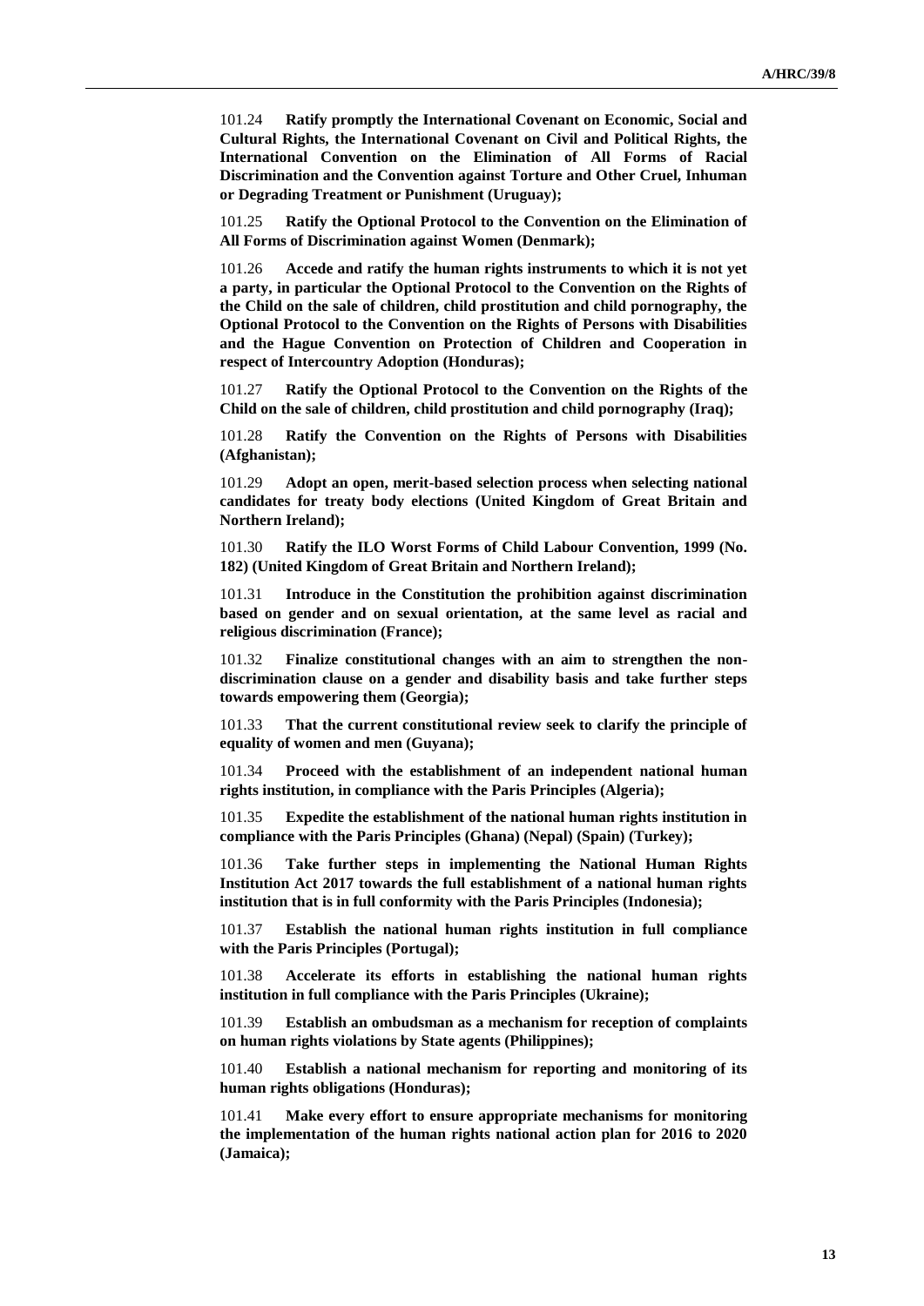101.24 **Ratify promptly the International Covenant on Economic, Social and Cultural Rights, the International Covenant on Civil and Political Rights, the International Convention on the Elimination of All Forms of Racial Discrimination and the Convention against Torture and Other Cruel, Inhuman or Degrading Treatment or Punishment (Uruguay);**

101.25 **Ratify the Optional Protocol to the Convention on the Elimination of All Forms of Discrimination against Women (Denmark);**

101.26 **Accede and ratify the human rights instruments to which it is not yet a party, in particular the Optional Protocol to the Convention on the Rights of the Child on the sale of children, child prostitution and child pornography, the Optional Protocol to the Convention on the Rights of Persons with Disabilities and the Hague Convention on Protection of Children and Cooperation in respect of Intercountry Adoption (Honduras);**

101.27 **Ratify the Optional Protocol to the Convention on the Rights of the Child on the sale of children, child prostitution and child pornography (Iraq);**

101.28 **Ratify the Convention on the Rights of Persons with Disabilities (Afghanistan);**

101.29 **Adopt an open, merit-based selection process when selecting national candidates for treaty body elections (United Kingdom of Great Britain and Northern Ireland);**

101.30 **Ratify the ILO Worst Forms of Child Labour Convention, 1999 (No. 182) (United Kingdom of Great Britain and Northern Ireland);**

101.31 **Introduce in the Constitution the prohibition against discrimination based on gender and on sexual orientation, at the same level as racial and religious discrimination (France);**

101.32 **Finalize constitutional changes with an aim to strengthen the non-discrimination clause on a gender and disability basis and take further steps towards empowering them (Georgia);**

101.33 **That the current constitutional review seek to clarify the principle of equality of women and men (Guyana);**

101.34 **Proceed with the establishment of an independent national human rights institution, in compliance with the Paris Principles (Algeria);**

101.35 **Expedite the establishment of the national human rights institution in compliance with the Paris Principles (Ghana) (Nepal) (Spain) (Turkey);**

101.36 **Take further steps in implementing the National Human Rights Institution Act 2017 towards the full establishment of a national human rights institution that is in full conformity with the Paris Principles (Indonesia);**

101.37 **Establish the national human rights institution in full compliance with the Paris Principles (Portugal);**

101.38 **Accelerate its efforts in establishing the national human rights institution in full compliance with the Paris Principles (Ukraine);**

101.39 **Establish an ombudsman as a mechanism for reception of complaints on human rights violations by State agents (Philippines);**

101.40 **Establish a national mechanism for reporting and monitoring of its human rights obligations (Honduras);**

101.41 **Make every effort to ensure appropriate mechanisms for monitoring the implementation of the human rights national action plan for 2016 to 2020 (Jamaica);**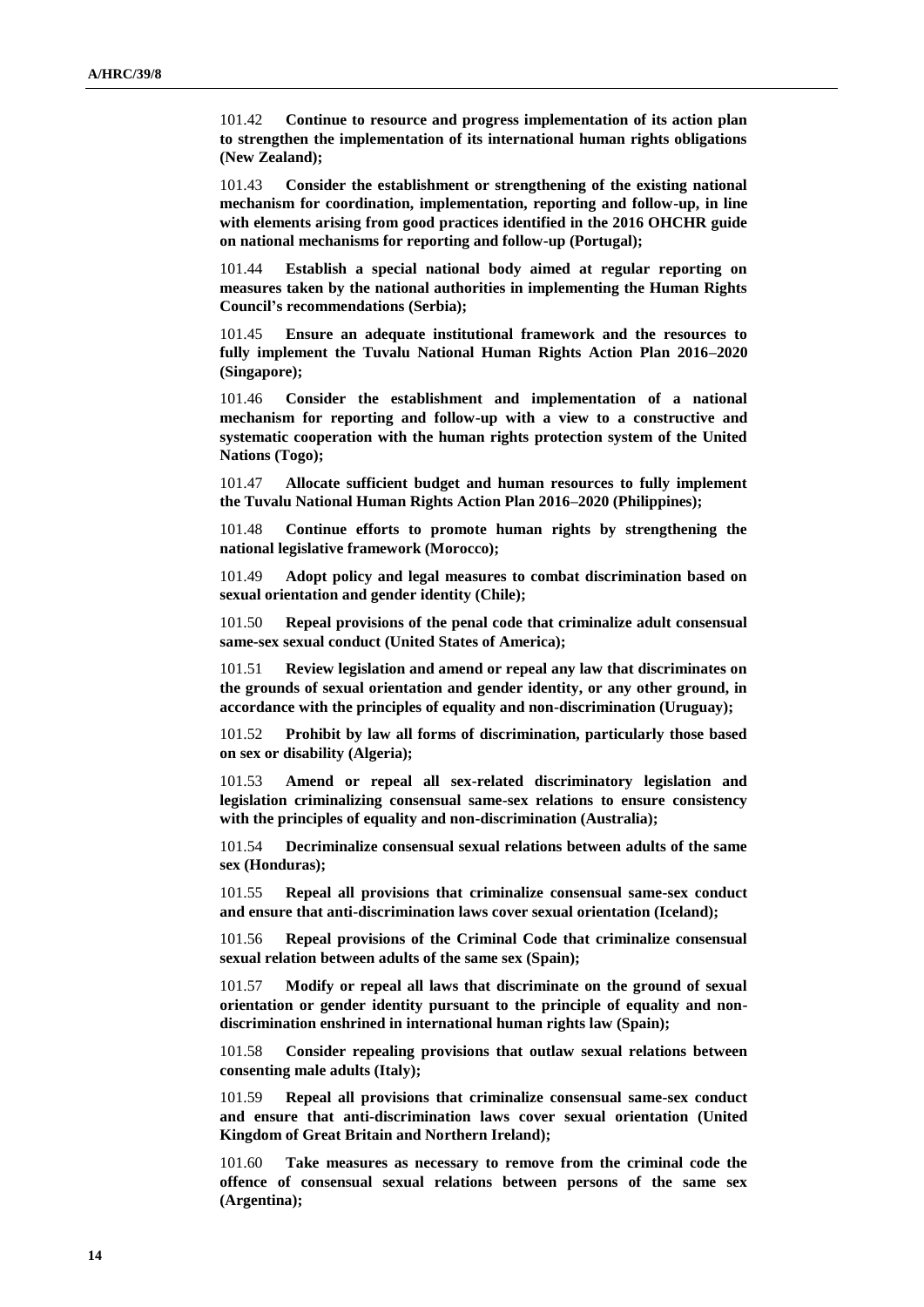101.42 **Continue to resource and progress implementation of its action plan to strengthen the implementation of its international human rights obligations (New Zealand);**

101.43 **Consider the establishment or strengthening of the existing national mechanism for coordination, implementation, reporting and follow-up, in line with elements arising from good practices identified in the 2016 OHCHR guide on national mechanisms for reporting and follow-up (Portugal);**

101.44 **Establish a special national body aimed at regular reporting on measures taken by the national authorities in implementing the Human Rights Council's recommendations (Serbia);**

101.45 **Ensure an adequate institutional framework and the resources to fully implement the Tuvalu National Human Rights Action Plan 2016–2020 (Singapore);**

101.46 **Consider the establishment and implementation of a national mechanism for reporting and follow-up with a view to a constructive and systematic cooperation with the human rights protection system of the United Nations (Togo);**

101.47 **Allocate sufficient budget and human resources to fully implement the Tuvalu National Human Rights Action Plan 2016–2020 (Philippines);**

101.48 **Continue efforts to promote human rights by strengthening the national legislative framework (Morocco);**

101.49 **Adopt policy and legal measures to combat discrimination based on sexual orientation and gender identity (Chile);**

101.50 **Repeal provisions of the penal code that criminalize adult consensual same-sex sexual conduct (United States of America);**

101.51 **Review legislation and amend or repeal any law that discriminates on the grounds of sexual orientation and gender identity, or any other ground, in accordance with the principles of equality and non-discrimination (Uruguay);**

101.52 **Prohibit by law all forms of discrimination, particularly those based on sex or disability (Algeria);**

101.53 **Amend or repeal all sex-related discriminatory legislation and legislation criminalizing consensual same-sex relations to ensure consistency with the principles of equality and non-discrimination (Australia);**

101.54 **Decriminalize consensual sexual relations between adults of the same sex (Honduras);**

101.55 **Repeal all provisions that criminalize consensual same-sex conduct and ensure that anti-discrimination laws cover sexual orientation (Iceland);**

101.56 **Repeal provisions of the Criminal Code that criminalize consensual sexual relation between adults of the same sex (Spain);**

101.57 **Modify or repeal all laws that discriminate on the ground of sexual orientation or gender identity pursuant to the principle of equality and non-discrimination enshrined in international human rights law (Spain);**

101.58 **Consider repealing provisions that outlaw sexual relations between consenting male adults (Italy);**

101.59 **Repeal all provisions that criminalize consensual same-sex conduct and ensure that anti-discrimination laws cover sexual orientation (United Kingdom of Great Britain and Northern Ireland);**

101.60 **Take measures as necessary to remove from the criminal code the offence of consensual sexual relations between persons of the same sex (Argentina);**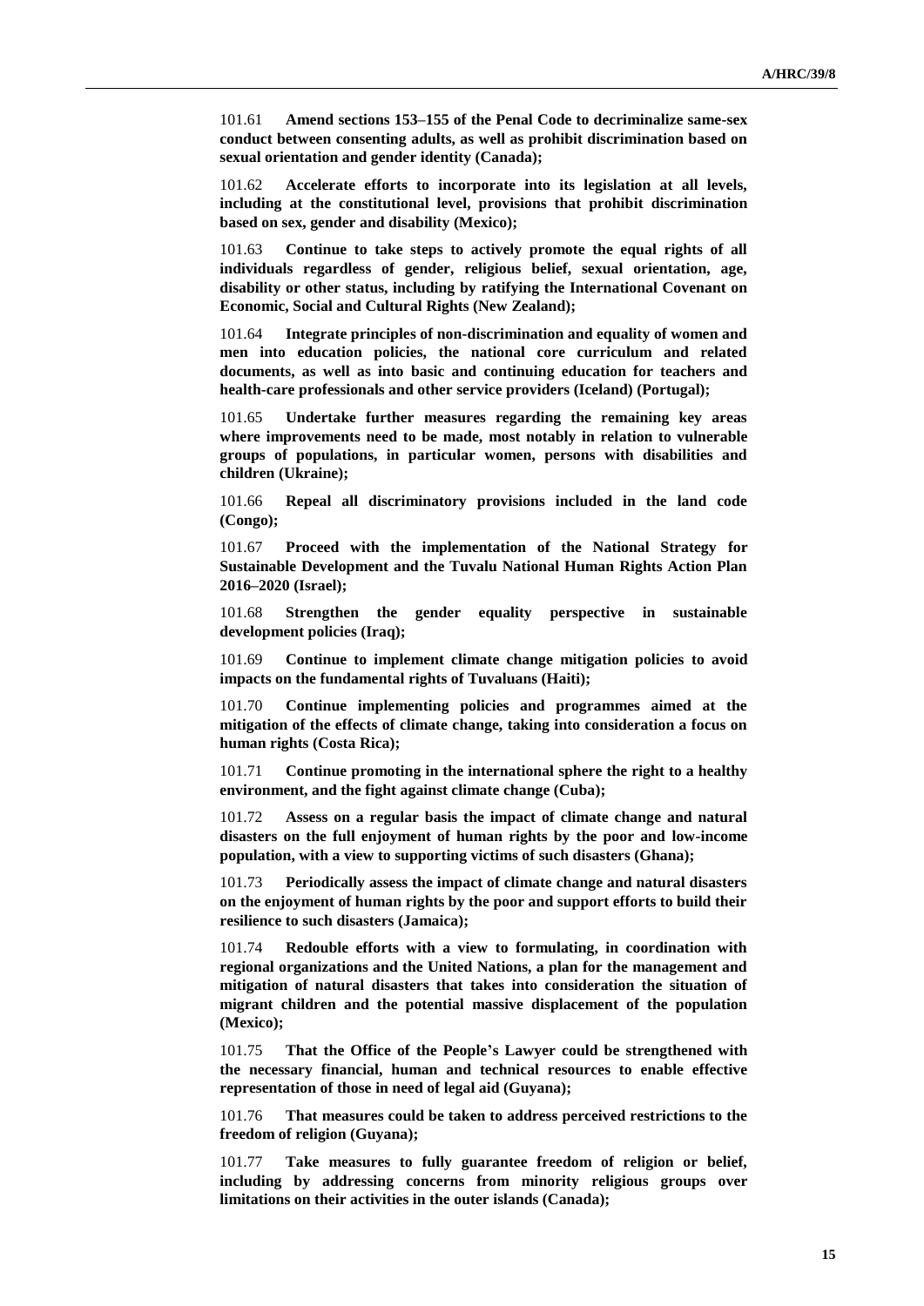101.61 **Amend sections 153–155 of the Penal Code to decriminalize same-sex conduct between consenting adults, as well as prohibit discrimination based on sexual orientation and gender identity (Canada);**

101.62 **Accelerate efforts to incorporate into its legislation at all levels, including at the constitutional level, provisions that prohibit discrimination based on sex, gender and disability (Mexico);**

101.63 **Continue to take steps to actively promote the equal rights of all individuals regardless of gender, religious belief, sexual orientation, age, disability or other status, including by ratifying the International Covenant on Economic, Social and Cultural Rights (New Zealand);**

101.64 **Integrate principles of non-discrimination and equality of women and men into education policies, the national core curriculum and related documents, as well as into basic and continuing education for teachers and health-care professionals and other service providers (Iceland) (Portugal);**

101.65 **Undertake further measures regarding the remaining key areas where improvements need to be made, most notably in relation to vulnerable groups of populations, in particular women, persons with disabilities and children (Ukraine);**

101.66 **Repeal all discriminatory provisions included in the land code (Congo);**

101.67 **Proceed with the implementation of the National Strategy for Sustainable Development and the Tuvalu National Human Rights Action Plan 2016–2020 (Israel);**

101.68 **Strengthen the gender equality perspective in sustainable development policies (Iraq);**

101.69 **Continue to implement climate change mitigation policies to avoid impacts on the fundamental rights of Tuvaluans (Haiti);**

101.70 **Continue implementing policies and programmes aimed at the mitigation of the effects of climate change, taking into consideration a focus on human rights (Costa Rica);**

101.71 **Continue promoting in the international sphere the right to a healthy environment, and the fight against climate change (Cuba);**

101.72 **Assess on a regular basis the impact of climate change and natural disasters on the full enjoyment of human rights by the poor and low-income population, with a view to supporting victims of such disasters (Ghana);**

101.73 **Periodically assess the impact of climate change and natural disasters on the enjoyment of human rights by the poor and support efforts to build their resilience to such disasters (Jamaica);**

101.74 **Redouble efforts with a view to formulating, in coordination with regional organizations and the United Nations, a plan for the management and mitigation of natural disasters that takes into consideration the situation of migrant children and the potential massive displacement of the population (Mexico);**

101.75 **That the Office of the People's Lawyer could be strengthened with the necessary financial, human and technical resources to enable effective representation of those in need of legal aid (Guyana);**

101.76 **That measures could be taken to address perceived restrictions to the freedom of religion (Guyana);**

101.77 **Take measures to fully guarantee freedom of religion or belief, including by addressing concerns from minority religious groups over limitations on their activities in the outer islands (Canada);**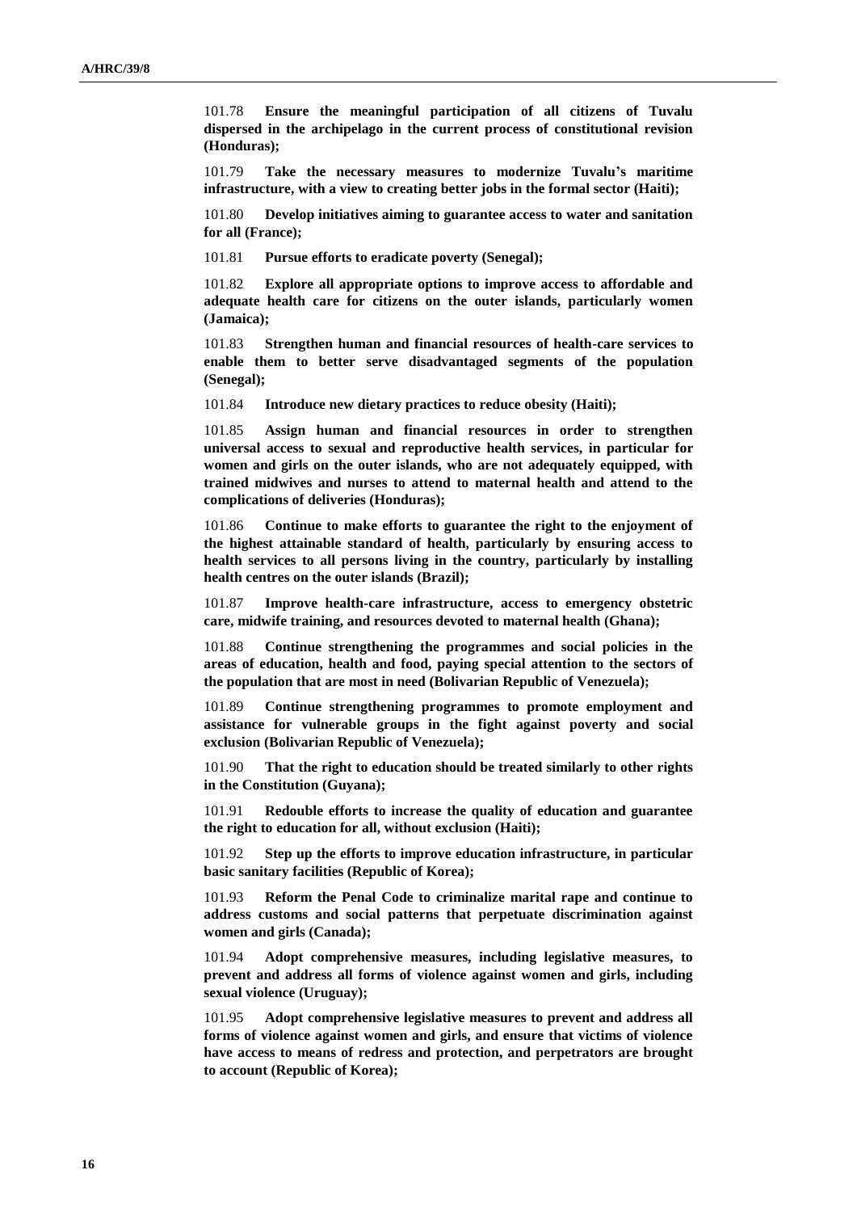101.78 **Ensure the meaningful participation of all citizens of Tuvalu dispersed in the archipelago in the current process of constitutional revision (Honduras);**

101.79 **Take the necessary measures to modernize Tuvalu's maritime infrastructure, with a view to creating better jobs in the formal sector (Haiti);**

101.80 **Develop initiatives aiming to guarantee access to water and sanitation for all (France);**

101.81 **Pursue efforts to eradicate poverty (Senegal);**

101.82 **Explore all appropriate options to improve access to affordable and adequate health care for citizens on the outer islands, particularly women (Jamaica);**

101.83 **Strengthen human and financial resources of health-care services to enable them to better serve disadvantaged segments of the population (Senegal);**

101.84 **Introduce new dietary practices to reduce obesity (Haiti);**

101.85 **Assign human and financial resources in order to strengthen universal access to sexual and reproductive health services, in particular for women and girls on the outer islands, who are not adequately equipped, with trained midwives and nurses to attend to maternal health and attend to the complications of deliveries (Honduras);**

101.86 **Continue to make efforts to guarantee the right to the enjoyment of the highest attainable standard of health, particularly by ensuring access to health services to all persons living in the country, particularly by installing health centres on the outer islands (Brazil);**

101.87 **Improve health-care infrastructure, access to emergency obstetric care, midwife training, and resources devoted to maternal health (Ghana);**

101.88 **Continue strengthening the programmes and social policies in the areas of education, health and food, paying special attention to the sectors of the population that are most in need (Bolivarian Republic of Venezuela);**

101.89 **Continue strengthening programmes to promote employment and assistance for vulnerable groups in the fight against poverty and social exclusion (Bolivarian Republic of Venezuela);**

101.90 **That the right to education should be treated similarly to other rights in the Constitution (Guyana);**

101.91 **Redouble efforts to increase the quality of education and guarantee the right to education for all, without exclusion (Haiti);**

101.92 **Step up the efforts to improve education infrastructure, in particular basic sanitary facilities (Republic of Korea);**

101.93 **Reform the Penal Code to criminalize marital rape and continue to address customs and social patterns that perpetuate discrimination against women and girls (Canada);**

101.94 **Adopt comprehensive measures, including legislative measures, to prevent and address all forms of violence against women and girls, including sexual violence (Uruguay);**

101.95 **Adopt comprehensive legislative measures to prevent and address all forms of violence against women and girls, and ensure that victims of violence have access to means of redress and protection, and perpetrators are brought to account (Republic of Korea);**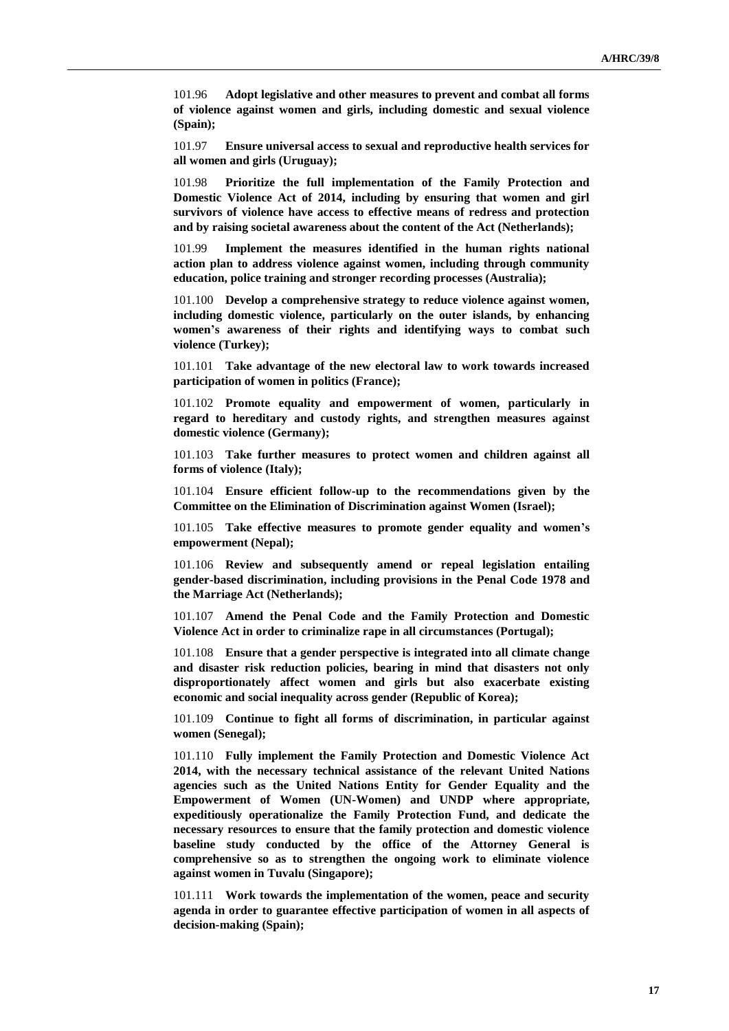101.96 **Adopt legislative and other measures to prevent and combat all forms of violence against women and girls, including domestic and sexual violence (Spain);**

101.97 **Ensure universal access to sexual and reproductive health services for all women and girls (Uruguay);**

101.98 **Prioritize the full implementation of the Family Protection and Domestic Violence Act of 2014, including by ensuring that women and girl survivors of violence have access to effective means of redress and protection and by raising societal awareness about the content of the Act (Netherlands);**

101.99 **Implement the measures identified in the human rights national action plan to address violence against women, including through community education, police training and stronger recording processes (Australia);**

101.100 **Develop a comprehensive strategy to reduce violence against women, including domestic violence, particularly on the outer islands, by enhancing women's awareness of their rights and identifying ways to combat such violence (Turkey);**

101.101 **Take advantage of the new electoral law to work towards increased participation of women in politics (France);**

101.102 **Promote equality and empowerment of women, particularly in regard to hereditary and custody rights, and strengthen measures against domestic violence (Germany);**

101.103 **Take further measures to protect women and children against all forms of violence (Italy);**

101.104 **Ensure efficient follow-up to the recommendations given by the Committee on the Elimination of Discrimination against Women (Israel);**

101.105 **Take effective measures to promote gender equality and women's empowerment (Nepal);**

101.106 **Review and subsequently amend or repeal legislation entailing gender-based discrimination, including provisions in the Penal Code 1978 and the Marriage Act (Netherlands);**

101.107 **Amend the Penal Code and the Family Protection and Domestic Violence Act in order to criminalize rape in all circumstances (Portugal);**

101.108 **Ensure that a gender perspective is integrated into all climate change and disaster risk reduction policies, bearing in mind that disasters not only disproportionately affect women and girls but also exacerbate existing economic and social inequality across gender (Republic of Korea);**

101.109 **Continue to fight all forms of discrimination, in particular against women (Senegal);**

101.110 **Fully implement the Family Protection and Domestic Violence Act 2014, with the necessary technical assistance of the relevant United Nations agencies such as the United Nations Entity for Gender Equality and the Empowerment of Women (UN-Women) and UNDP where appropriate, expeditiously operationalize the Family Protection Fund, and dedicate the necessary resources to ensure that the family protection and domestic violence baseline study conducted by the office of the Attorney General is comprehensive so as to strengthen the ongoing work to eliminate violence against women in Tuvalu (Singapore);**

101.111 **Work towards the implementation of the women, peace and security agenda in order to guarantee effective participation of women in all aspects of decision-making (Spain);**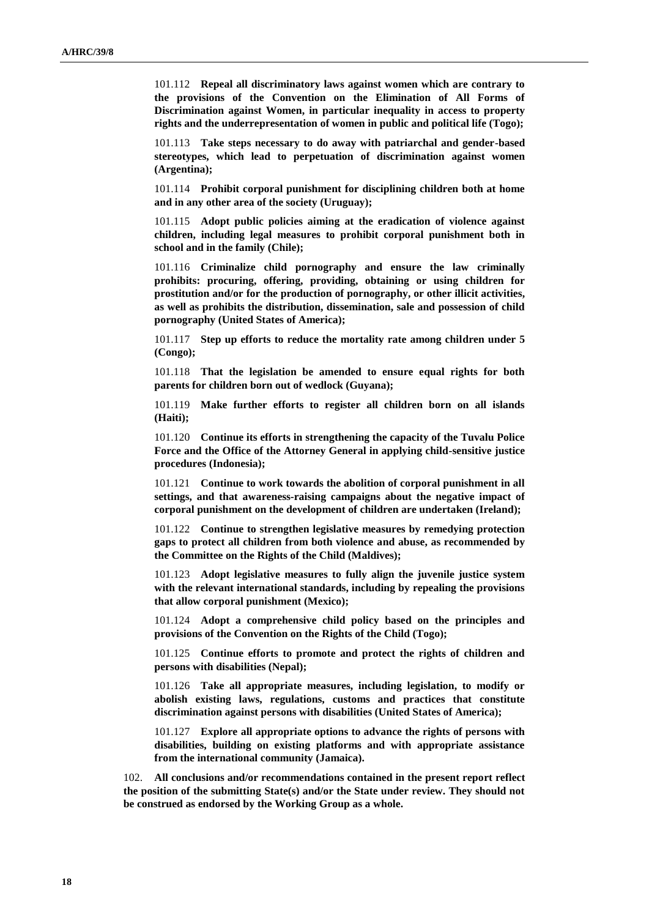101.112 **Repeal all discriminatory laws against women which are contrary to the provisions of the Convention on the Elimination of All Forms of Discrimination against Women, in particular inequality in access to property rights and the underrepresentation of women in public and political life (Togo);**

101.113 **Take steps necessary to do away with patriarchal and gender-based stereotypes, which lead to perpetuation of discrimination against women (Argentina);**

101.114 **Prohibit corporal punishment for disciplining children both at home and in any other area of the society (Uruguay);**

101.115 **Adopt public policies aiming at the eradication of violence against children, including legal measures to prohibit corporal punishment both in school and in the family (Chile);**

101.116 **Criminalize child pornography and ensure the law criminally prohibits: procuring, offering, providing, obtaining or using children for prostitution and/or for the production of pornography, or other illicit activities, as well as prohibits the distribution, dissemination, sale and possession of child pornography (United States of America);**

101.117 **Step up efforts to reduce the mortality rate among children under 5 (Congo);**

101.118 **That the legislation be amended to ensure equal rights for both parents for children born out of wedlock (Guyana);**

101.119 **Make further efforts to register all children born on all islands (Haiti);**

101.120 **Continue its efforts in strengthening the capacity of the Tuvalu Police Force and the Office of the Attorney General in applying child-sensitive justice procedures (Indonesia);**

101.121 **Continue to work towards the abolition of corporal punishment in all settings, and that awareness-raising campaigns about the negative impact of corporal punishment on the development of children are undertaken (Ireland);**

101.122 **Continue to strengthen legislative measures by remedying protection gaps to protect all children from both violence and abuse, as recommended by the Committee on the Rights of the Child (Maldives);**

101.123 **Adopt legislative measures to fully align the juvenile justice system with the relevant international standards, including by repealing the provisions that allow corporal punishment (Mexico);**

101.124 **Adopt a comprehensive child policy based on the principles and provisions of the Convention on the Rights of the Child (Togo);**

101.125 **Continue efforts to promote and protect the rights of children and persons with disabilities (Nepal);**

101.126 **Take all appropriate measures, including legislation, to modify or abolish existing laws, regulations, customs and practices that constitute discrimination against persons with disabilities (United States of America);**

101.127 **Explore all appropriate options to advance the rights of persons with disabilities, building on existing platforms and with appropriate assistance from the international community (Jamaica).**

102. **All conclusions and/or recommendations contained in the present report reflect the position of the submitting State(s) and/or the State under review. They should not be construed as endorsed by the Working Group as a whole.**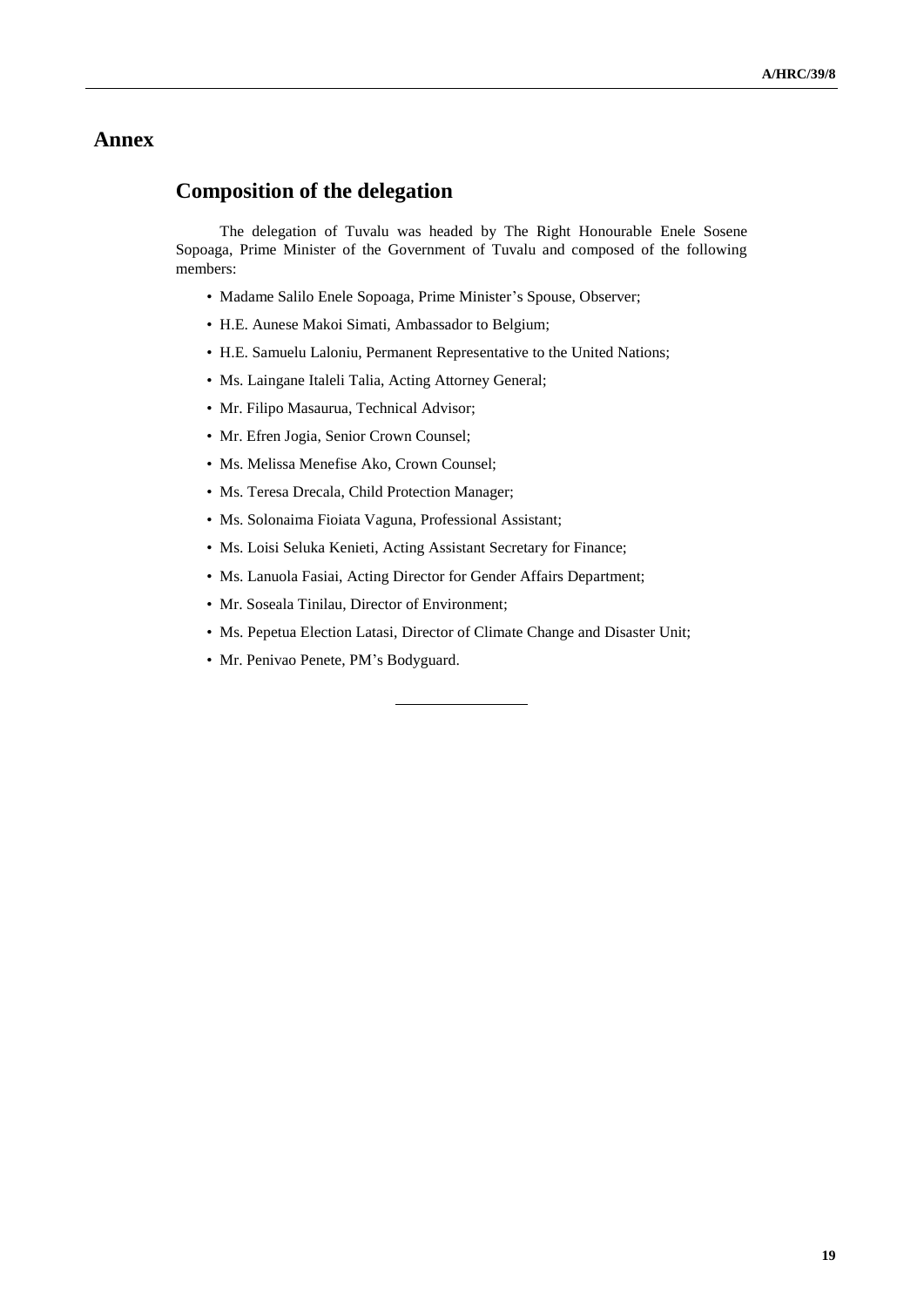# Annex

## Composition of the delegation

The delegation of Tuvalu was headed by The Right Honourable Enele Sosene Sopoaga, Prime Minister of the Government of Tuvalu and composed of the following members:

- Madame Salilo Enele Sopoaga, Prime Minister's Spouse, Observer;
- H.E. Aunese Makoi Simati, Ambassador to Belgium;
- H.E. Samuelu Laloniu, Permanent Representative to the United Nations;
- Ms. Laingane Italeli Talia, Acting Attorney General;
- Mr. Filipo Masaurua, Technical Advisor;
- Mr. Efren Jogia, Senior Crown Counsel;
- Ms. Melissa Menefise Ako, Crown Counsel;
- Ms. Teresa Drecala, Child Protection Manager;
- Ms. Solonaima Fioiata Vaguna, Professional Assistant;
- Ms. Loisi Seluka Kenieti, Acting Assistant Secretary for Finance;
- Ms. Lanuola Fasiai, Acting Director for Gender Affairs Department;
- Mr. Soseala Tinilau, Director of Environment;
- Ms. Pepetua Election Latasi, Director of Climate Change and Disaster Unit;
- Mr. Penivao Penete, PM's Bodyguard.